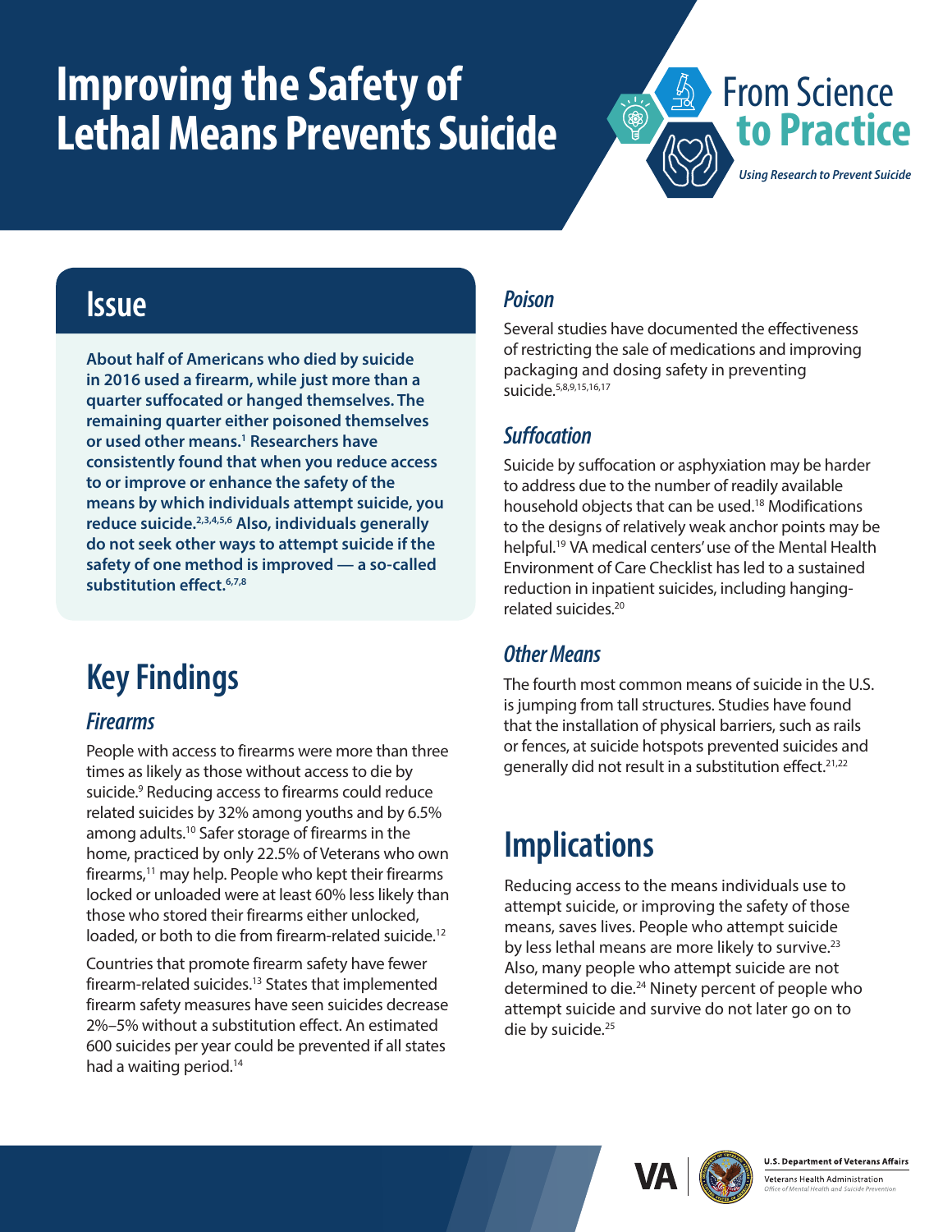# Improving the Safety of Lethal Means Prevents Suicide

From Science to Practice

*Using Research to Prevent Suicide*

## Issue

**About half of Americans who died by suicide in 2016 used a firearm, while just more than a quarter suffocated or hanged themselves. The remaining quarter either poisoned themselves or used other means.[1] Researchers have consistently found that when you reduce access to or improve or enhance the safety of the means by which individuals attempt suicide, you reduce suicide.[2,3,4,5,6] Also, individuals generally do not seek other ways to attempt suicide if the safety of one method is improved — a so-called substitution effect.[6,7,8]**

## Key Findings

### *Firearms*

People with access to firearms were more than three times as likely as those without access to die by suicide.[9] Reducing access to firearms could reduce related suicides by 32% among youths and by 6.5% among adults.[10] Safer storage of firearms in the home, practiced by only 22.5% of Veterans who own firearms,[11] may help. People who kept their firearms locked or unloaded were at least 60% less likely than those who stored their firearms either unlocked, loaded, or both to die from firearm-related suicide.[12]

Countries that promote firearm safety have fewer firearm-related suicides.[13] States that implemented firearm safety measures have seen suicides decrease 2%–5% without a substitution effect. An estimated 600 suicides per year could be prevented if all states had a waiting period.[14]

### *Poison*

Several studies have documented the effectiveness of restricting the sale of medications and improving packaging and dosing safety in preventing suicide.[5,8,9,15,16,17]

### *Suffocation*

Suicide by suffocation or asphyxiation may be harder to address due to the number of readily available household objects that can be used.[18] Modifications to the designs of relatively weak anchor points may be helpful.[19] VA medical centers' use of the Mental Health Environment of Care Checklist has led to a sustained reduction in inpatient suicides, including hanging-related suicides.[20]

### *Other Means*

The fourth most common means of suicide in the U.S. is jumping from tall structures. Studies have found that the installation of physical barriers, such as rails or fences, at suicide hotspots prevented suicides and generally did not result in a substitution effect.[21,22]

## Implications

Reducing access to the means individuals use to attempt suicide, or improving the safety of those means, saves lives. People who attempt suicide by less lethal means are more likely to survive.[23] Also, many people who attempt suicide are not determined to die.[24] Ninety percent of people who attempt suicide and survive do not later go on to die by suicide.[25]

U.S. Department of Veterans Affairs

Veterans Health Administration

Office of Mental Health and Suicide Prevention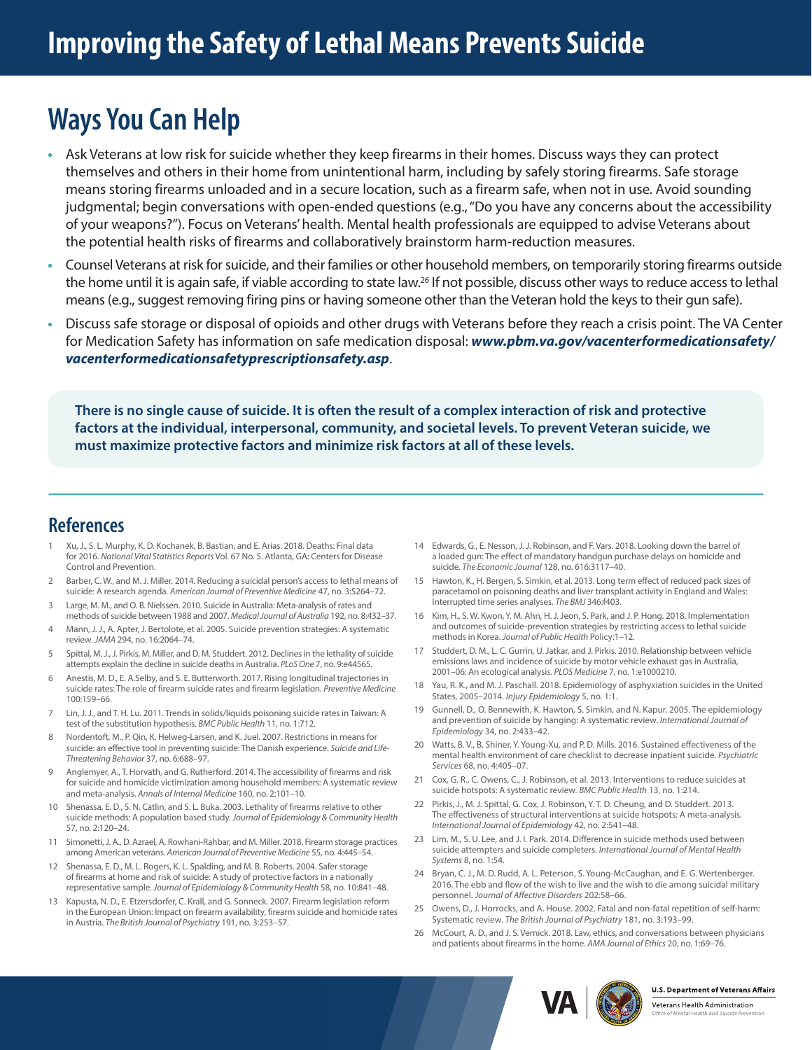# Improving the Safety of Lethal Means Prevents Suicide

## Ways You Can Help

- Ask Veterans at low risk for suicide whether they keep firearms in their homes. Discuss ways they can protect themselves and others in their home from unintentional harm, including by safely storing firearms. Safe storage means storing firearms unloaded and in a secure location, such as a firearm safe, when not in use. Avoid sounding judgmental; begin conversations with open-ended questions (e.g., "Do you have any concerns about the accessibility of your weapons?"). Focus on Veterans' health. Mental health professionals are equipped to advise Veterans about the potential health risks of firearms and collaboratively brainstorm harm-reduction measures.
- Counsel Veterans at risk for suicide, and their families or other household members, on temporarily storing firearms outside the home until it is again safe, if viable according to state law.[26] If not possible, discuss other ways to reduce access to lethal means (e.g., suggest removing firing pins or having someone other than the Veteran hold the keys to their gun safe).
- Discuss safe storage or disposal of opioids and other drugs with Veterans before they reach a crisis point. The VA Center for Medication Safety has information on safe medication disposal: ***www.pbm.va.gov/vacenterformedicationsafety/vacenterformedicationsafetyprescriptionsafety.asp***.

**There is no single cause of suicide. It is often the result of a complex interaction of risk and protective factors at the individual, interpersonal, community, and societal levels. To prevent Veteran suicide, we must maximize protective factors and minimize risk factors at all of these levels.**

## References

1. Xu, J., S. L. Murphy, K. D. Kochanek, B. Bastian, and E. Arias. 2018. Deaths: Final data for 2016. *National Vital Statistics Reports* Vol. 67 No. 5. Atlanta, GA: Centers for Disease Control and Prevention.
2. Barber, C. W., and M. J. Miller. 2014. Reducing a suicidal person's access to lethal means of suicide: A research agenda. *American Journal of Preventive Medicine* 47, no. 3:S264–72.
3. Large, M. M., and O. B. Nielssen. 2010. Suicide in Australia: Meta-analysis of rates and methods of suicide between 1988 and 2007. *Medical Journal of Australia* 192, no. 8:432–37.
4. Mann, J. J., A. Apter, J. Bertolote, et al. 2005. Suicide prevention strategies: A systematic review. *JAMA* 294, no. 16:2064–74.
5. Spittal, M. J., J. Pirkis, M. Miller, and D. M. Studdert. 2012. Declines in the lethality of suicide attempts explain the decline in suicide deaths in Australia. *PLoS One* 7, no. 9:e44565.
6. Anestis, M. D., E. A.Selby, and S. E. Butterworth. 2017. Rising longitudinal trajectories in suicide rates: The role of firearm suicide rates and firearm legislation. *Preventive Medicine* 100:159–66.
7. Lin, J. J., and T. H. Lu. 2011. Trends in solids/liquids poisoning suicide rates in Taiwan: A test of the substitution hypothesis. *BMC Public Health* 11, no. 1:712.
8. Nordentoft, M., P. Qin, K. Helweg-Larsen, and K. Juel. 2007. Restrictions in means for suicide: an effective tool in preventing suicide: The Danish experience. *Suicide and Life-Threatening Behavior* 37, no. 6:688–97.
9. Anglemyer, A., T. Horvath, and G. Rutherford. 2014. The accessibility of firearms and risk for suicide and homicide victimization among household members: A systematic review and meta-analysis. *Annals of Internal Medicine* 160, no. 2:101–10.
10. Shenassa, E. D., S. N. Catlin, and S. L. Buka. 2003. Lethality of firearms relative to other suicide methods: A population based study. *Journal of Epidemiology & Community Health* 57, no. 2:120–24.
11. Simonetti, J. A., D. Azrael, A. Rowhani-Rahbar, and M. Miller. 2018. Firearm storage practices among American veterans. *American Journal of Preventive Medicine* 55, no. 4:445–54.
12. Shenassa, E. D., M. L. Rogers, K. L. Spalding, and M. B. Roberts. 2004. Safer storage of firearms at home and risk of suicide: A study of protective factors in a nationally representative sample. *Journal of Epidemiology & Community Health* 58, no. 10:841–48.
13. Kapusta, N. D., E. Etzersdorfer, C. Krall, and G. Sonneck. 2007. Firearm legislation reform in the European Union: Impact on firearm availability, firearm suicide and homicide rates in Austria. *The British Journal of Psychiatry* 191, no. 3:253–57.
14. Edwards, G., E. Nesson, J. J. Robinson, and F. Vars. 2018. Looking down the barrel of a loaded gun: The effect of mandatory handgun purchase delays on homicide and suicide. *The Economic Journal* 128, no. 616:3117–40.
15. Hawton, K., H. Bergen, S. Simkin, et al. 2013. Long term effect of reduced pack sizes of paracetamol on poisoning deaths and liver transplant activity in England and Wales: Interrupted time series analyses. *The BMJ* 346:f403.
16. Kim, H., S. W. Kwon, Y. M. Ahn, H. J. Jeon, S. Park, and J. P. Hong. 2018. Implementation and outcomes of suicide-prevention strategies by restricting access to lethal suicide methods in Korea. *Journal of Public Health* Policy:1–12.
17. Studdert, D. M., L. C. Gurrin, U. Jatkar, and J. Pirkis. 2010. Relationship between vehicle emissions laws and incidence of suicide by motor vehicle exhaust gas in Australia, 2001–06: An ecological analysis. *PLOS Medicine* 7, no. 1:e1000210.
18. Yau, R. K., and M. J. Paschall. 2018. Epidemiology of asphyxiation suicides in the United States, 2005–2014. *Injury Epidemiology* 5, no. 1:1.
19. Gunnell, D., O. Bennewith, K. Hawton, S. Simkin, and N. Kapur. 2005. The epidemiology and prevention of suicide by hanging: A systematic review. *International Journal of Epidemiology* 34, no. 2:433–42.
20. Watts, B. V., B. Shiner, Y. Young-Xu, and P. D. Mills. 2016. Sustained effectiveness of the mental health environment of care checklist to decrease inpatient suicide. *Psychiatric Services* 68, no. 4:405–07.
21. Cox, G. R., C. Owens, C., J. Robinson, et al. 2013. Interventions to reduce suicides at suicide hotspots: A systematic review. *BMC Public Health* 13, no. 1:214.
22. Pirkis, J., M. J. Spittal, G. Cox, J. Robinson, Y. T. D. Cheung, and D. Studdert. 2013. The effectiveness of structural interventions at suicide hotspots: A meta-analysis. *International Journal of Epidemiology* 42, no. 2:541–48.
23. Lim, M., S. U. Lee, and J. I. Park. 2014. Difference in suicide methods used between suicide attempters and suicide completers. *International Journal of Mental Health Systems* 8, no. 1:54.
24. Bryan, C. J., M. D. Rudd, A. L. Peterson, S. Young-McCaughan, and E. G. Wertenberger. 2016. The ebb and flow of the wish to live and the wish to die among suicidal military personnel. *Journal of Affective Disorders* 202:58–66.
25. Owens, D., J. Horrocks, and A. House. 2002. Fatal and non-fatal repetition of self-harm: Systematic review. *The British Journal of Psychiatry* 181, no. 3:193–99.
26. McCourt, A. D., and J. S. Vernick. 2018. Law, ethics, and conversations between physicians and patients about firearms in the home. *AMA Journal of Ethics* 20, no. 1:69–76.

VA

U.S. Department of Veterans Affairs

Veterans Health Administration
*Office of Mental Health and Suicide Prevention*